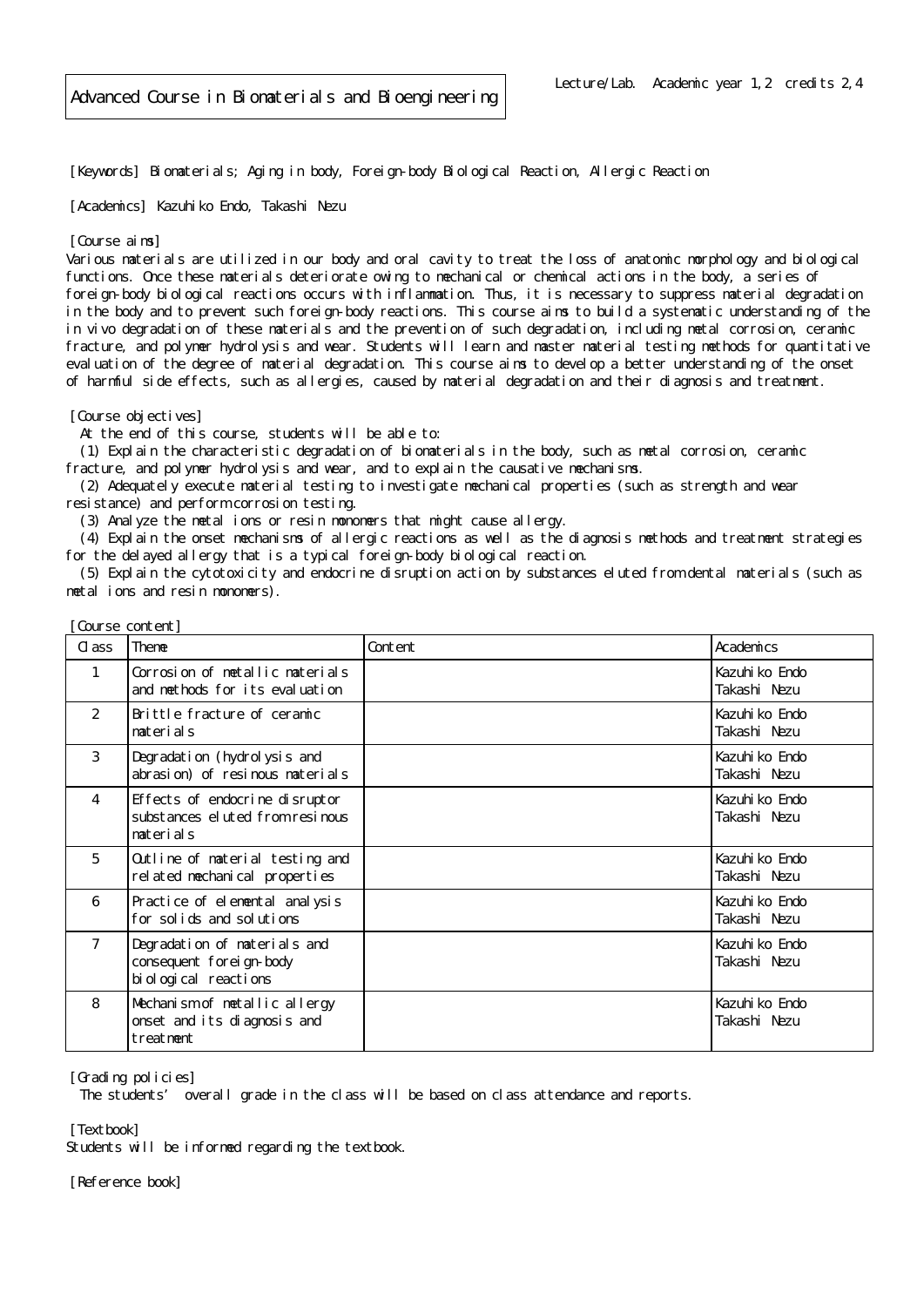# Advanced Course in Biomaterials and Bioengineering

Lecture/Lab. Academic year 1,2 credits 2,4

[Keywords] Biomaterials; Aging in body, Foreign-body Biological Reaction, Allergic Reaction

[Academics] Kazuhiko Endo, Takashi Nezu

[Course aims]
Various materials are utilized in our body and oral cavity to treat the loss of anatomic morphology and biological functions. Once these materials deteriorate owing to mechanical or chemical actions in the body, a series of foreign-body biological reactions occurs with inflammation. Thus, it is necessary to suppress material degradation in the body and to prevent such foreign-body reactions. This course aims to build a systematic understanding of the in vivo degradation of these materials and the prevention of such degradation, including metal corrosion, ceramic fracture, and polymer hydrolysis and wear. Students will learn and master material testing methods for quantitative evaluation of the degree of material degradation. This course aims to develop a better understanding of the onset of harmful side effects, such as allergies, caused by material degradation and their diagnosis and treatment.

[Course objectives]
At the end of this course, students will be able to:
(1) Explain the characteristic degradation of biomaterials in the body, such as metal corrosion, ceramic fracture, and polymer hydrolysis and wear, and to explain the causative mechanisms.
(2) Adequately execute material testing to investigate mechanical properties (such as strength and wear resistance) and perform corrosion testing.
(3) Analyze the metal ions or resin monomers that might cause allergy.
(4) Explain the onset mechanisms of allergic reactions as well as the diagnosis methods and treatment strategies for the delayed allergy that is a typical foreign-body biological reaction.
(5) Explain the cytotoxicity and endocrine disruption action by substances eluted from dental materials (such as metal ions and resin monomers).

[Course content]

| Class | Theme | Content | Academics |
|---|---|---|---|
| 1 | Corrosion of metallic materials and methods for its evaluation | | Kazuhiko Endo<br>Takashi Nezu |
| 2 | Brittle fracture of ceramic materials | | Kazuhiko Endo<br>Takashi Nezu |
| 3 | Degradation (hydrolysis and abrasion) of resinous materials | | Kazuhiko Endo<br>Takashi Nezu |
| 4 | Effects of endocrine disruptor substances eluted from resinous materials | | Kazuhiko Endo<br>Takashi Nezu |
| 5 | Outline of material testing and related mechanical properties | | Kazuhiko Endo<br>Takashi Nezu |
| 6 | Practice of elemental analysis for solids and solutions | | Kazuhiko Endo<br>Takashi Nezu |
| 7 | Degradation of materials and consequent foreign-body biological reactions | | Kazuhiko Endo<br>Takashi Nezu |
| 8 | Mechanism of metallic allergy onset and its diagnosis and treatment | | Kazuhiko Endo<br>Takashi Nezu |

[Grading policies]
The students' overall grade in the class will be based on class attendance and reports.

[Textbook]
Students will be informed regarding the textbook.

[Reference book]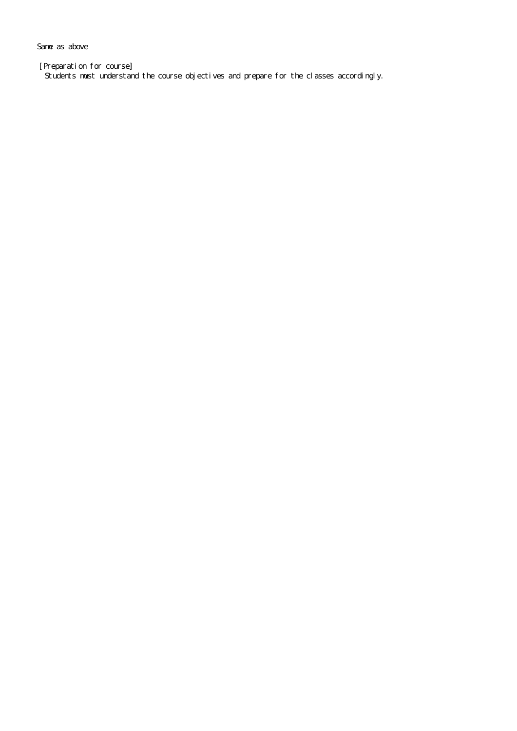Same as above

[Preparation for course]

Students must understand the course objectives and prepare for the classes accordingly.